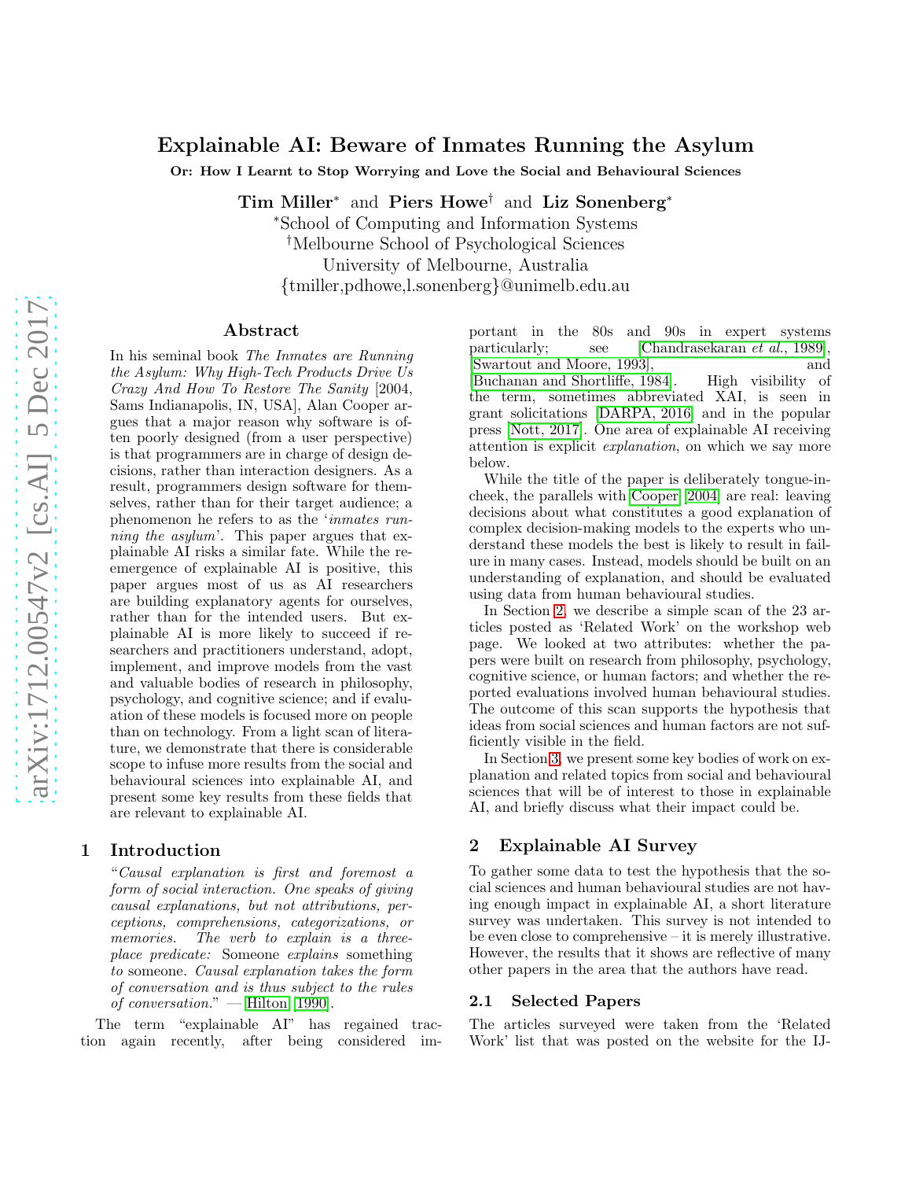# Explainable AI: Beware of Inmates Running the Asylum

**Or: How I Learnt to Stop Worrying and Love the Social and Behavioural Sciences**

**Tim Miller*** and **Piers Howe†** and **Liz Sonenberg***

*School of Computing and Information Systems
†Melbourne School of Psychological Sciences
University of Melbourne, Australia
{tmiller,pdhowe,l.sonenberg}@unimelb.edu.au

## Abstract

In his seminal book *The Inmates are Running the Asylum: Why High-Tech Products Drive Us Crazy And How To Restore The Sanity* [2004, Sams Indianapolis, IN, USA], Alan Cooper argues that a major reason why software is often poorly designed (from a user perspective) is that programmers are in charge of design decisions, rather than interaction designers. As a result, programmers design software for themselves, rather than for their target audience; a phenomenon he refers to as the '*inmates running the asylum*'. This paper argues that explainable AI risks a similar fate. While the re-emergence of explainable AI is positive, this paper argues most of us as AI researchers are building explanatory agents for ourselves, rather than for the intended users. But explainable AI is more likely to succeed if researchers and practitioners understand, adopt, implement, and improve models from the vast and valuable bodies of research in philosophy, psychology, and cognitive science; and if evaluation of these models is focused more on people than on technology. From a light scan of literature, we demonstrate that there is considerable scope to infuse more results from the social and behavioural sciences into explainable AI, and present some key results from these fields that are relevant to explainable AI.

## 1 Introduction

"*Causal explanation is first and foremost a form of social interaction. One speaks of giving causal explanations, but not attributions, perceptions, comprehensions, categorizations, or memories. The verb to explain is a three-place predicate:* Someone *explains* something *to* someone. *Causal explanation takes the form of conversation and is thus subject to the rules of conversation.*" — [Hilton, 1990].

The term "explainable AI" has regained traction again recently, after being considered important in the 80s and 90s in expert systems particularly; see [Chandrasekaran *et al.*, 1989], [Swartout and Moore, 1993], and [Buchanan and Shortliffe, 1984]. High visibility of the term, sometimes abbreviated XAI, is seen in grant solicitations [DARPA, 2016] and in the popular press [Nott, 2017]. One area of explainable AI receiving attention is explicit *explanation*, on which we say more below.

While the title of the paper is deliberately tongue-in-cheek, the parallels with Cooper [2004] are real: leaving decisions about what constitutes a good explanation of complex decision-making models to the experts who understand these models the best is likely to result in failure in many cases. Instead, models should be built on an understanding of explanation, and should be evaluated using data from human behavioural studies.

In Section 2, we describe a simple scan of the 23 articles posted as 'Related Work' on the workshop web page. We looked at two attributes: whether the papers were built on research from philosophy, psychology, cognitive science, or human factors; and whether the reported evaluations involved human behavioural studies. The outcome of this scan supports the hypothesis that ideas from social sciences and human factors are not sufficiently visible in the field.

In Section 3, we present some key bodies of work on explanation and related topics from social and behavioural sciences that will be of interest to those in explainable AI, and briefly discuss what their impact could be.

## 2 Explainable AI Survey

To gather some data to test the hypothesis that the social sciences and human behavioural studies are not having enough impact in explainable AI, a short literature survey was undertaken. This survey is not intended to be even close to comprehensive – it is merely illustrative. However, the results that it shows are reflective of many other papers in the area that the authors have read.

### 2.1 Selected Papers

The articles surveyed were taken from the 'Related Work' list that was posted on the website for the IJ-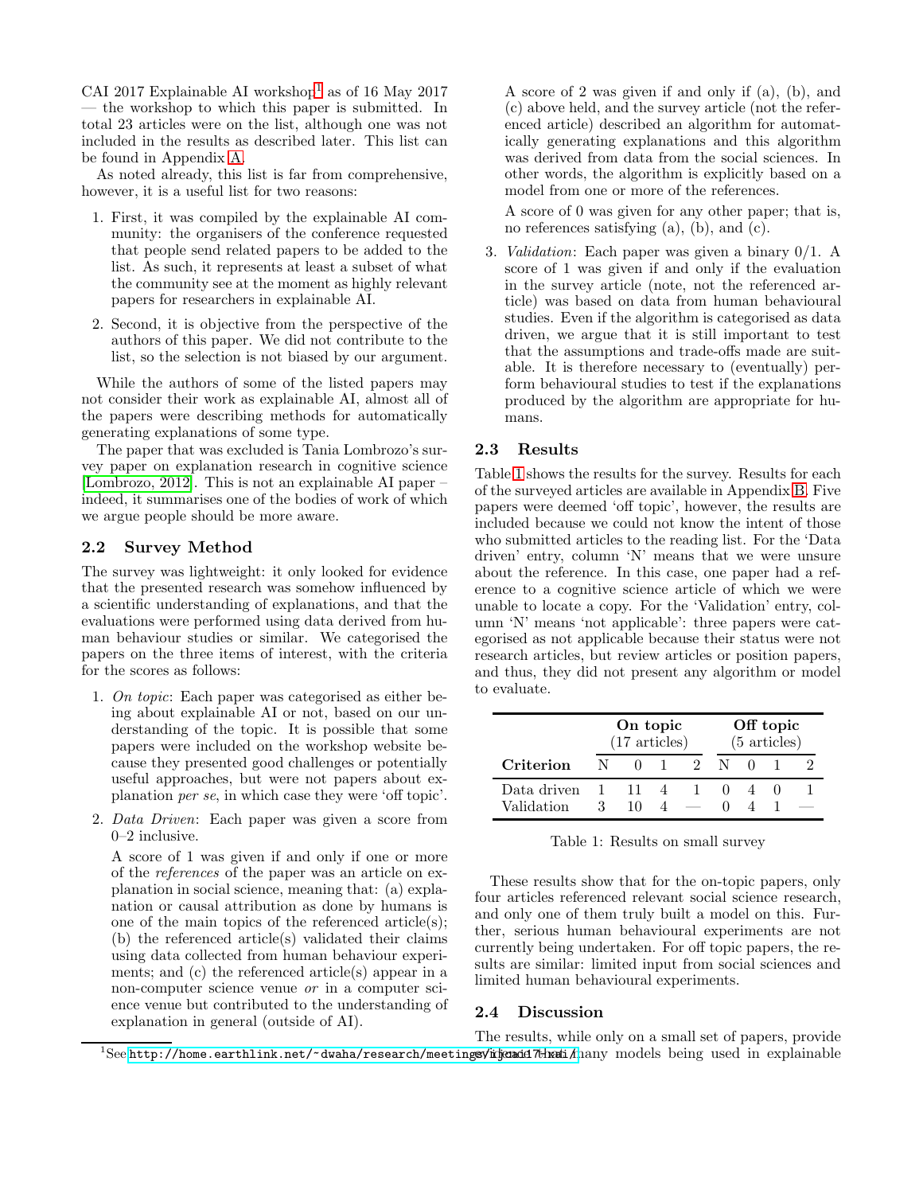CAI 2017 Explainable AI workshop[1] as of 16 May 2017 — the workshop to which this paper is submitted. In total 23 articles were on the list, although one was not included in the results as described later. This list can be found in Appendix A.

As noted already, this list is far from comprehensive, however, it is a useful list for two reasons:

1. First, it was compiled by the explainable AI community: the organisers of the conference requested that people send related papers to be added to the list. As such, it represents at least a subset of what the community see at the moment as highly relevant papers for researchers in explainable AI.
2. Second, it is objective from the perspective of the authors of this paper. We did not contribute to the list, so the selection is not biased by our argument.

While the authors of some of the listed papers may not consider their work as explainable AI, almost all of the papers were describing methods for automatically generating explanations of some type.

The paper that was excluded is Tania Lombrozo's survey paper on explanation research in cognitive science [Lombrozo, 2012]. This is not an explainable AI paper – indeed, it summarises one of the bodies of work of which we argue people should be more aware.

## 2.2 Survey Method

The survey was lightweight: it only looked for evidence that the presented research was somehow influenced by a scientific understanding of explanations, and that the evaluations were performed using data derived from human behaviour studies or similar. We categorised the papers on the three items of interest, with the criteria for the scores as follows:

1. *On topic*: Each paper was categorised as either being about explainable AI or not, based on our understanding of the topic. It is possible that some papers were included on the workshop website because they presented good challenges or potentially useful approaches, but were not papers about explanation *per se*, in which case they were 'off topic'.
2. *Data Driven*: Each paper was given a score from 0–2 inclusive.

   A score of 1 was given if and only if one or more of the *references* of the paper was an article on explanation in social science, meaning that: (a) explanation or causal attribution as done by humans is one of the main topics of the referenced article(s); (b) the referenced article(s) validated their claims using data collected from human behaviour experiments; and (c) the referenced article(s) appear in a non-computer science venue *or* in a computer science venue but contributed to the understanding of explanation in general (outside of AI).

   A score of 2 was given if and only if (a), (b), and (c) above held, and the survey article (not the referenced article) described an algorithm for automatically generating explanations and this algorithm was derived from data from the social sciences. In other words, the algorithm is explicitly based on a model from one or more of the references.

   A score of 0 was given for any other paper; that is, no references satisfying (a), (b), and (c).
3. *Validation*: Each paper was given a binary 0/1. A score of 1 was given if and only if the evaluation in the survey article (note, not the referenced article) was based on data from human behavioural studies. Even if the algorithm is categorised as data driven, we argue that it is still important to test that the assumptions and trade-offs made are suitable. It is therefore necessary to (eventually) perform behavioural studies to test if the explanations produced by the algorithm are appropriate for humans.

## 2.3 Results

Table 1 shows the results for the survey. Results for each of the surveyed articles are available in Appendix B. Five papers were deemed 'off topic', however, the results are included because we could not know the intent of those who submitted articles to the reading list. For the 'Data driven' entry, column 'N' means that we were unsure about the reference. In this case, one paper had a reference to a cognitive science article of which we were unable to locate a copy. For the 'Validation' entry, column 'N' means 'not applicable': three papers were categorised as not applicable because their status were not research articles, but review articles or position papers, and thus, they did not present any algorithm or model to evaluate.

| | On topic (17 articles) | | | | Off topic (5 articles) | | | |
|---|---|---|---|---|---|---|---|---|
| **Criterion** | N | 0 | 1 | 2 | N | 0 | 1 | 2 |
| Data driven | 1 | 11 | 4 | 1 | 0 | 4 | 0 | 1 |
| Validation | 3 | 10 | 4 | — | 0 | 4 | 1 | — |

Table 1: Results on small survey

These results show that for the on-topic papers, only four articles referenced relevant social science research, and only one of them truly built a model on this. Further, serious human behavioural experiments are not currently being undertaken. For off topic papers, the results are similar: limited input from social sciences and limited human behavioural experiments.

## 2.4 Discussion

The results, while only on a small set of papers, provide evidence that many models being used in explainable

[1] See http://home.earthlink.net/~dwaha/research/meetings/ijcai17-xai/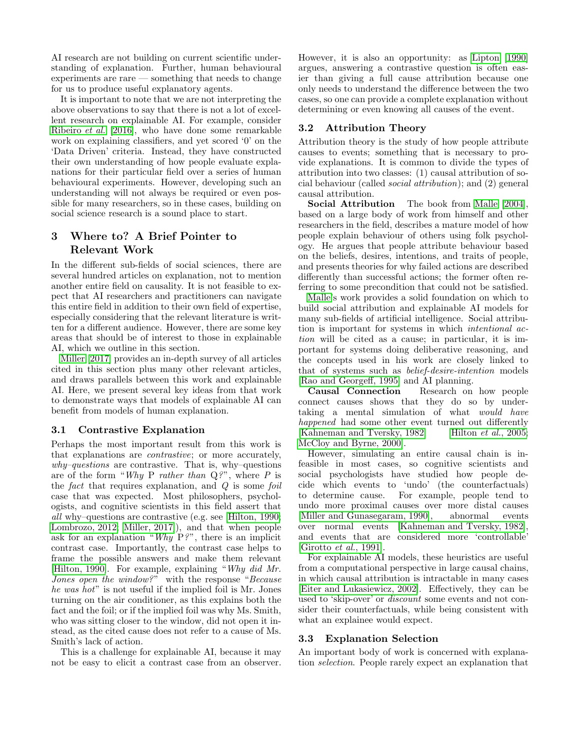AI research are not building on current scientific understanding of explanation. Further, human behavioural experiments are rare — something that needs to change for us to produce useful explanatory agents.

It is important to note that we are not interpreting the above observations to say that there is not a lot of excellent research on explainable AI. For example, consider Ribeiro *et al.* [2016], who have done some remarkable work on explaining classifiers, and yet scored '0' on the 'Data Driven' criteria. Instead, they have constructed their own understanding of how people evaluate explanations for their particular field over a series of human behavioural experiments. However, developing such an understanding will not always be required or even possible for many researchers, so in these cases, building on social science research is a sound place to start.

## 3 Where to? A Brief Pointer to Relevant Work

In the different sub-fields of social sciences, there are several hundred articles on explanation, not to mention another entire field on causality. It is not feasible to expect that AI researchers and practitioners can navigate this entire field in addition to their own field of expertise, especially considering that the relevant literature is written for a different audience. However, there are some key areas that should be of interest to those in explainable AI, which we outline in this section.

Miller [2017] provides an in-depth survey of all articles cited in this section plus many other relevant articles, and draws parallels between this work and explainable AI. Here, we present several key ideas from that work to demonstrate ways that models of explainable AI can benefit from models of human explanation.

### 3.1 Contrastive Explanation

Perhaps the most important result from this work is that explanations are *contrastive*; or more accurately, *why–questions* are contrastive. That is, why–questions are of the form "*Why* P *rather than* Q*?*", where *P* is the *fact* that requires explanation, and *Q* is some *foil* case that was expected. Most philosophers, psychologists, and cognitive scientists in this field assert that *all* why–questions are contrastive (e.g. see [Hilton, 1990; Lombrozo, 2012; Miller, 2017]), and that when people ask for an explanation "*Why* P*?*", there is an implicit contrast case. Importantly, the contrast case helps to frame the possible answers and make them relevant [Hilton, 1990]. For example, explaining "*Why did Mr. Jones open the window?*" with the response "*Because he was hot*" is not useful if the implied foil is Mr. Jones turning on the air conditioner, as this explains both the fact and the foil; or if the implied foil was why Ms. Smith, who was sitting closer to the window, did not open it instead, as the cited cause does not refer to a cause of Ms. Smith's lack of action.

This is a challenge for explainable AI, because it may not be easy to elicit a contrast case from an observer. However, it is also an opportunity: as Lipton [1990] argues, answering a contrastive question is often easier than giving a full cause attribution because one only needs to understand the difference between the two cases, so one can provide a complete explanation without determining or even knowing all causes of the event.

### 3.2 Attribution Theory

Attribution theory is the study of how people attribute causes to events; something that is necessary to provide explanations. It is common to divide the types of attribution into two classes: (1) causal attribution of social behaviour (called *social attribution*); and (2) general causal attribution.

**Social Attribution** The book from Malle [2004], based on a large body of work from himself and other researchers in the field, describes a mature model of how people explain behaviour of others using folk psychology. He argues that people attribute behaviour based on the beliefs, desires, intentions, and traits of people, and presents theories for why failed actions are described differently than successful actions; the former often referring to some precondition that could not be satisfied.

Malle's work provides a solid foundation on which to build social attribution and explainable AI models for many sub-fields of artificial intelligence. Social attribution is important for systems in which *intentional action* will be cited as a cause; in particular, it is important for systems doing deliberative reasoning, and the concepts used in his work are closely linked to that of systems such as *belief-desire-intention* models [Rao and Georgeff, 1995] and AI planning.

**Causal Connection** Research on how people connect causes shows that they do so by undertaking a mental simulation of what *would have happened* had some other event turned out differently [Kahneman and Tversky, 1982; Hilton *et al.*, 2005; McCloy and Byrne, 2000].

However, simulating an entire causal chain is infeasible in most cases, so cognitive scientists and social psychologists have studied how people decide which events to 'undo' (the counterfactuals) to determine cause. For example, people tend to undo more proximal causes over more distal causes [Miller and Gunasegaram, 1990], abnormal events over normal events [Kahneman and Tversky, 1982], and events that are considered more 'controllable' [Girotto *et al.*, 1991].

For explainable AI models, these heuristics are useful from a computational perspective in large causal chains, in which causal attribution is intractable in many cases [Eiter and Lukasiewicz, 2002]. Effectively, they can be used to 'skip-over' or *discount* some events and not consider their counterfactuals, while being consistent with what an explainee would expect.

### 3.3 Explanation Selection

An important body of work is concerned with explanation *selection*. People rarely expect an explanation that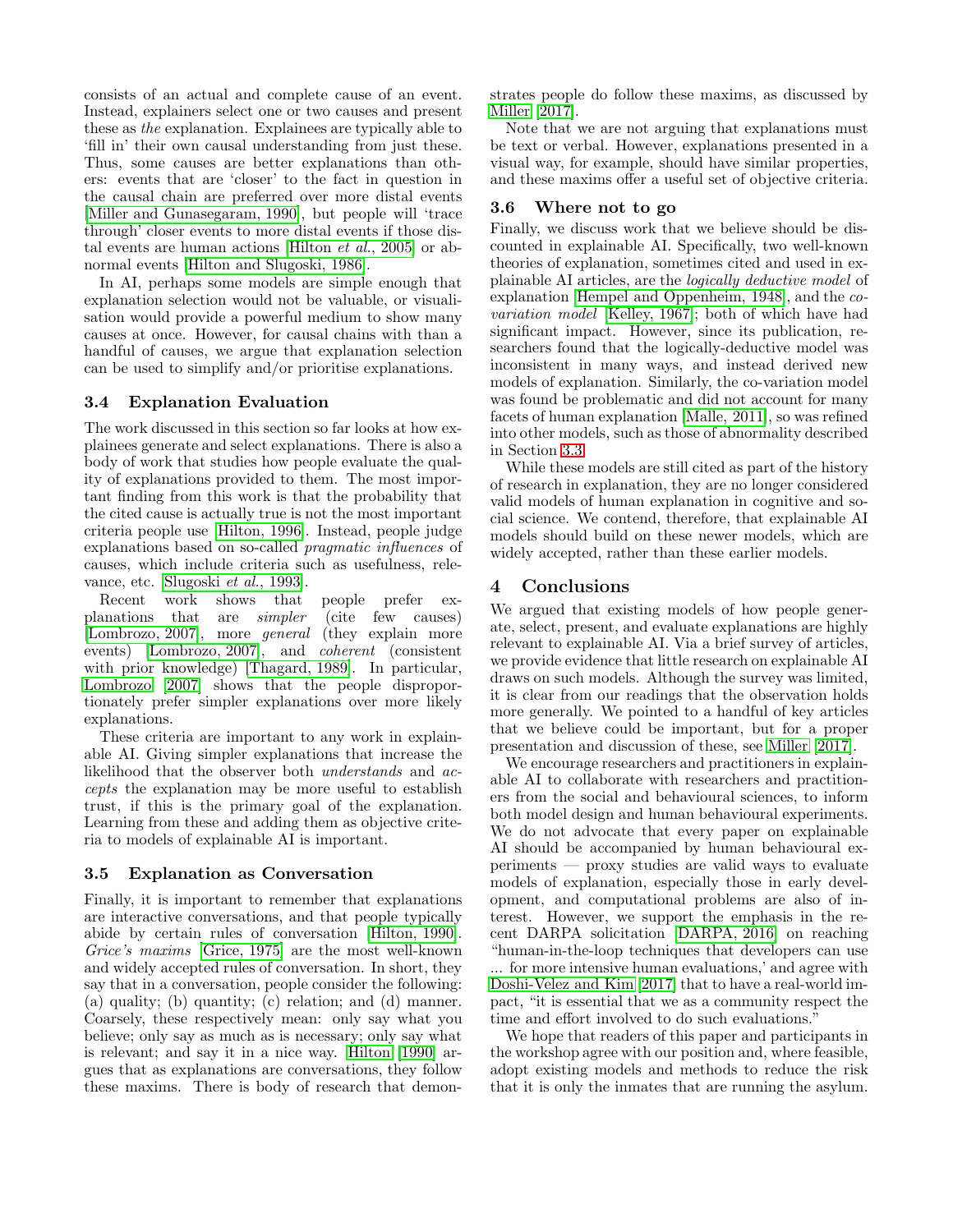consists of an actual and complete cause of an event. Instead, explainers select one or two causes and present these as *the* explanation. Explainees are typically able to 'fill in' their own causal understanding from just these. Thus, some causes are better explanations than others: events that are 'closer' to the fact in question in the causal chain are preferred over more distal events [Miller and Gunasegaram, 1990], but people will 'trace through' closer events to more distal events if those distal events are human actions [Hilton *et al.*, 2005] or abnormal events [Hilton and Slugoski, 1986].

In AI, perhaps some models are simple enough that explanation selection would not be valuable, or visualisation would provide a powerful medium to show many causes at once. However, for causal chains with than a handful of causes, we argue that explanation selection can be used to simplify and/or prioritise explanations.

### 3.4 Explanation Evaluation

The work discussed in this section so far looks at how explainees generate and select explanations. There is also a body of work that studies how people evaluate the quality of explanations provided to them. The most important finding from this work is that the probability that the cited cause is actually true is not the most important criteria people use [Hilton, 1996]. Instead, people judge explanations based on so-called *pragmatic influences* of causes, which include criteria such as usefulness, relevance, etc. [Slugoski *et al.*, 1993].

Recent work shows that people prefer explanations that are *simpler* (cite few causes) [Lombrozo, 2007], more *general* (they explain more events) [Lombrozo, 2007], and *coherent* (consistent with prior knowledge) [Thagard, 1989]. In particular, Lombrozo [2007] shows that the people disproportionately prefer simpler explanations over more likely explanations.

These criteria are important to any work in explainable AI. Giving simpler explanations that increase the likelihood that the observer both *understands* and *accepts* the explanation may be more useful to establish trust, if this is the primary goal of the explanation. Learning from these and adding them as objective criteria to models of explainable AI is important.

### 3.5 Explanation as Conversation

Finally, it is important to remember that explanations are interactive conversations, and that people typically abide by certain rules of conversation [Hilton, 1990]. *Grice's maxims* [Grice, 1975] are the most well-known and widely accepted rules of conversation. In short, they say that in a conversation, people consider the following: (a) quality; (b) quantity; (c) relation; and (d) manner. Coarsely, these respectively mean: only say what you believe; only say as much as is necessary; only say what is relevant; and say it in a nice way. Hilton [1990] argues that as explanations are conversations, they follow these maxims. There is body of research that demonstrates people do follow these maxims, as discussed by Miller [2017].

Note that we are not arguing that explanations must be text or verbal. However, explanations presented in a visual way, for example, should have similar properties, and these maxims offer a useful set of objective criteria.

### 3.6 Where not to go

Finally, we discuss work that we believe should be discounted in explainable AI. Specifically, two well-known theories of explanation, sometimes cited and used in explainable AI articles, are the *logically deductive model* of explanation [Hempel and Oppenheim, 1948], and the *co-variation model* [Kelley, 1967]; both of which have had significant impact. However, since its publication, researchers found that the logically-deductive model was inconsistent in many ways, and instead derived new models of explanation. Similarly, the co-variation model was found be problematic and did not account for many facets of human explanation [Malle, 2011], so was refined into other models, such as those of abnormality described in Section 3.3.

While these models are still cited as part of the history of research in explanation, they are no longer considered valid models of human explanation in cognitive and social science. We contend, therefore, that explainable AI models should build on these newer models, which are widely accepted, rather than these earlier models.

## 4 Conclusions

We argued that existing models of how people generate, select, present, and evaluate explanations are highly relevant to explainable AI. Via a brief survey of articles, we provide evidence that little research on explainable AI draws on such models. Although the survey was limited, it is clear from our readings that the observation holds more generally. We pointed to a handful of key articles that we believe could be important, but for a proper presentation and discussion of these, see Miller [2017].

We encourage researchers and practitioners in explainable AI to collaborate with researchers and practitioners from the social and behavioural sciences, to inform both model design and human behavioural experiments. We do not advocate that every paper on explainable AI should be accompanied by human behavioural experiments — proxy studies are valid ways to evaluate models of explanation, especially those in early development, and computational problems are also of interest. However, we support the emphasis in the recent DARPA solicitation [DARPA, 2016] on reaching "human-in-the-loop techniques that developers can use ... for more intensive human evaluations,' and agree with Doshi-Velez and Kim [2017] that to have a real-world impact, "it is essential that we as a community respect the time and effort involved to do such evaluations."

We hope that readers of this paper and participants in the workshop agree with our position and, where feasible, adopt existing models and methods to reduce the risk that it is only the inmates that are running the asylum.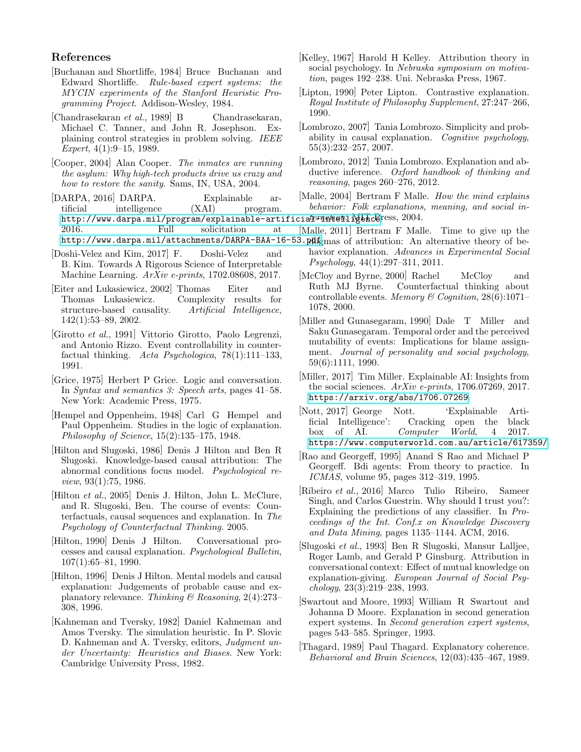## References

[Buchanan and Shortliffe, 1984] Bruce Buchanan and Edward Shortliffe. *Rule-based expert systems: the MYCIN experiments of the Stanford Heuristic Programming Project*. Addison-Wesley, 1984.

[Chandrasekaran *et al.*, 1989] B Chandrasekaran, Michael C. Tanner, and John R. Josephson. Explaining control strategies in problem solving. *IEEE Expert*, 4(1):9–15, 1989.

[Cooper, 2004] Alan Cooper. *The inmates are running the asylum: Why high-tech products drive us crazy and how to restore the sanity*. Sams, IN, USA, 2004.

[DARPA, 2016] DARPA. Explainable artificial intelligence (XAI) program. http://www.darpa.mil/program/explainable-artificial-intelligence, 2016. Full solicitation at http://www.darpa.mil/attachments/DARPA-BAA-16-53.pdf.

[Doshi-Velez and Kim, 2017] F. Doshi-Velez and B. Kim. Towards A Rigorous Science of Interpretable Machine Learning. *ArXiv e-prints*, 1702.08608, 2017.

[Eiter and Lukasiewicz, 2002] Thomas Eiter and Thomas Lukasiewicz. Complexity results for structure-based causality. *Artificial Intelligence*, 142(1):53–89, 2002.

[Girotto *et al.*, 1991] Vittorio Girotto, Paolo Legrenzi, and Antonio Rizzo. Event controllability in counterfactual thinking. *Acta Psychologica*, 78(1):111–133, 1991.

[Grice, 1975] Herbert P Grice. Logic and conversation. In *Syntax and semantics 3: Speech arts*, pages 41–58. New York: Academic Press, 1975.

[Hempel and Oppenheim, 1948] Carl G Hempel and Paul Oppenheim. Studies in the logic of explanation. *Philosophy of Science*, 15(2):135–175, 1948.

[Hilton and Slugoski, 1986] Denis J Hilton and Ben R Slugoski. Knowledge-based causal attribution: The abnormal conditions focus model. *Psychological review*, 93(1):75, 1986.

[Hilton *et al.*, 2005] Denis J. Hilton, John L. McClure, and R. Slugoski, Ben. The course of events: Counterfactuals, causal sequences and explanation. In *The Psychology of Counterfactual Thinking*. 2005.

[Hilton, 1990] Denis J Hilton. Conversational processes and causal explanation. *Psychological Bulletin*, 107(1):65–81, 1990.

[Hilton, 1996] Denis J Hilton. Mental models and causal explanation: Judgements of probable cause and explanatory relevance. *Thinking & Reasoning*, 2(4):273–308, 1996.

[Kahneman and Tversky, 1982] Daniel Kahneman and Amos Tversky. The simulation heuristic. In P. Slovic D. Kahneman and A. Tversky, editors, *Judgment under Uncertainty: Heuristics and Biases*. New York: Cambridge University Press, 1982.

[Kelley, 1967] Harold H Kelley. Attribution theory in social psychology. In *Nebraska symposium on motivation*, pages 192–238. Uni. Nebraska Press, 1967.

[Lipton, 1990] Peter Lipton. Contrastive explanation. *Royal Institute of Philosophy Supplement*, 27:247–266, 1990.

[Lombrozo, 2007] Tania Lombrozo. Simplicity and probability in causal explanation. *Cognitive psychology*, 55(3):232–257, 2007.

[Lombrozo, 2012] Tania Lombrozo. Explanation and abductive inference. *Oxford handbook of thinking and reasoning*, pages 260–276, 2012.

[Malle, 2004] Bertram F Malle. *How the mind explains behavior: Folk explanations, meaning, and social interaction*. MIT Press, 2004.

[Malle, 2011] Bertram F Malle. Time to give up the dogmas of attribution: An alternative theory of behavior explanation. *Advances in Experimental Social Psychology*, 44(1):297–311, 2011.

[McCloy and Byrne, 2000] Rachel McCloy and Ruth MJ Byrne. Counterfactual thinking about controllable events. *Memory & Cognition*, 28(6):1071–1078, 2000.

[Miller and Gunasegaram, 1990] Dale T Miller and Saku Gunasegaram. Temporal order and the perceived mutability of events: Implications for blame assignment. *Journal of personality and social psychology*, 59(6):1111, 1990.

[Miller, 2017] Tim Miller. Explainable AI: Insights from the social sciences. *ArXiv e-prints*, 1706.07269, 2017. https://arxiv.org/abs/1706.07269.

[Nott, 2017] George Nott. 'Explainable Artificial Intelligence': Cracking open the black box of AI. *Computer World*, 4 2017. https://www.computerworld.com.au/article/617359/.

[Rao and Georgeff, 1995] Anand S Rao and Michael P Georgeff. Bdi agents: From theory to practice. In *ICMAS*, volume 95, pages 312–319, 1995.

[Ribeiro *et al.*, 2016] Marco Tulio Ribeiro, Sameer Singh, and Carlos Guestrin. Why should I trust you?: Explaining the predictions of any classifier. In *Proceedings of the Int. Conf.x on Knowledge Discovery and Data Mining*, pages 1135–1144. ACM, 2016.

[Slugoski *et al.*, 1993] Ben R Slugoski, Mansur Lalljee, Roger Lamb, and Gerald P Ginsburg. Attribution in conversational context: Effect of mutual knowledge on explanation-giving. *European Journal of Social Psychology*, 23(3):219–238, 1993.

[Swartout and Moore, 1993] William R Swartout and Johanna D Moore. Explanation in second generation expert systems. In *Second generation expert systems*, pages 543–585. Springer, 1993.

[Thagard, 1989] Paul Thagard. Explanatory coherence. *Behavioral and Brain Sciences*, 12(03):435–467, 1989.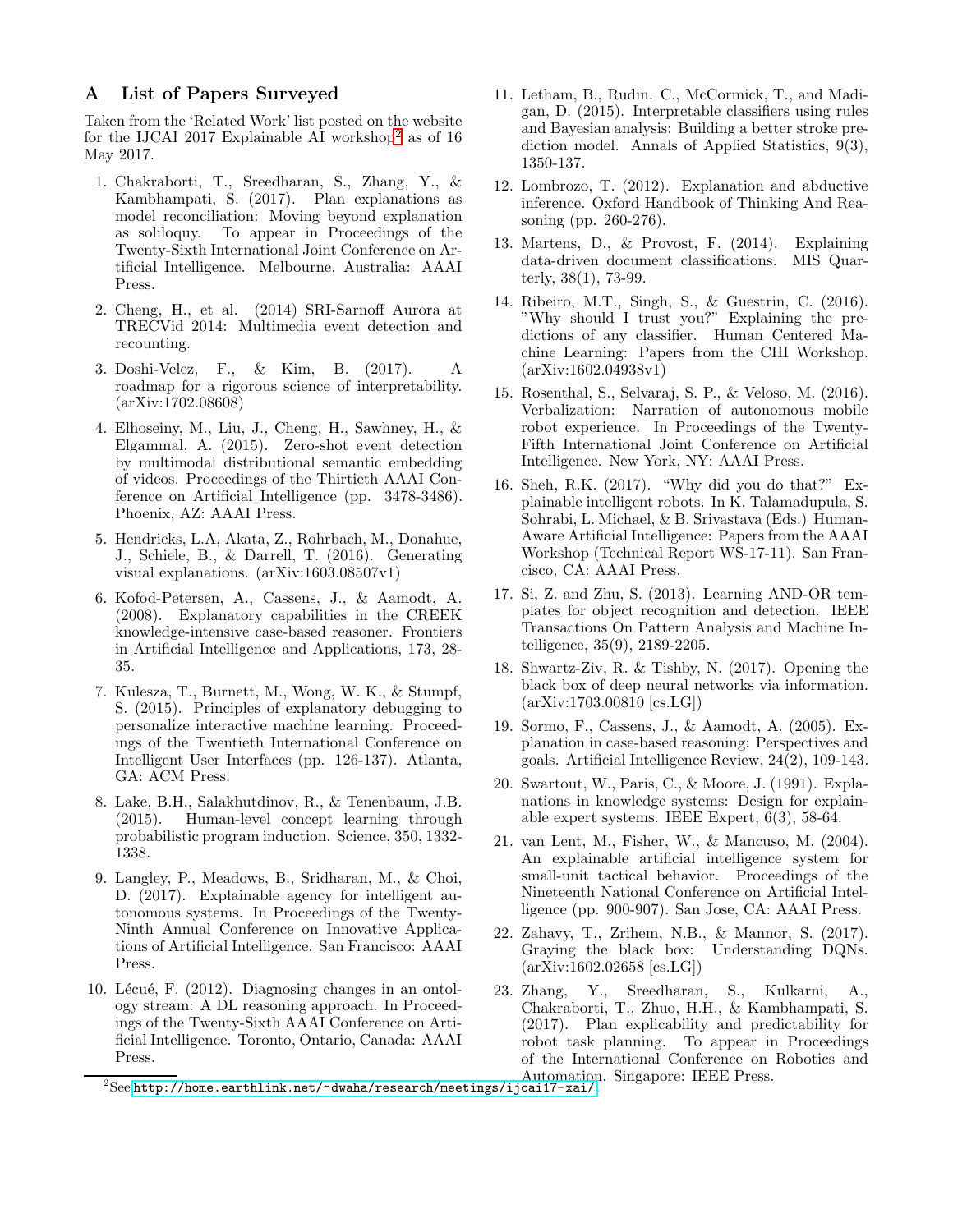## A List of Papers Surveyed

Taken from the 'Related Work' list posted on the website for the IJCAI 2017 Explainable AI workshop[2] as of 16 May 2017.

1. Chakraborti, T., Sreedharan, S., Zhang, Y., & Kambhampati, S. (2017). Plan explanations as model reconciliation: Moving beyond explanation as soliloquy. To appear in Proceedings of the Twenty-Sixth International Joint Conference on Artificial Intelligence. Melbourne, Australia: AAAI Press.
2. Cheng, H., et al. (2014) SRI-Sarnoff Aurora at TRECVid 2014: Multimedia event detection and recounting.
3. Doshi-Velez, F., & Kim, B. (2017). A roadmap for a rigorous science of interpretability. (arXiv:1702.08608)
4. Elhoseiny, M., Liu, J., Cheng, H., Sawhney, H., & Elgammal, A. (2015). Zero-shot event detection by multimodal distributional semantic embedding of videos. Proceedings of the Thirtieth AAAI Conference on Artificial Intelligence (pp. 3478-3486). Phoenix, AZ: AAAI Press.
5. Hendricks, L.A, Akata, Z., Rohrbach, M., Donahue, J., Schiele, B., & Darrell, T. (2016). Generating visual explanations. (arXiv:1603.08507v1)
6. Kofod-Petersen, A., Cassens, J., & Aamodt, A. (2008). Explanatory capabilities in the CREEK knowledge-intensive case-based reasoner. Frontiers in Artificial Intelligence and Applications, 173, 28-35.
7. Kulesza, T., Burnett, M., Wong, W. K., & Stumpf, S. (2015). Principles of explanatory debugging to personalize interactive machine learning. Proceedings of the Twentieth International Conference on Intelligent User Interfaces (pp. 126-137). Atlanta, GA: ACM Press.
8. Lake, B.H., Salakhutdinov, R., & Tenenbaum, J.B. (2015). Human-level concept learning through probabilistic program induction. Science, 350, 1332-1338.
9. Langley, P., Meadows, B., Sridharan, M., & Choi, D. (2017). Explainable agency for intelligent autonomous systems. In Proceedings of the Twenty-Ninth Annual Conference on Innovative Applications of Artificial Intelligence. San Francisco: AAAI Press.
10. Lécué, F. (2012). Diagnosing changes in an ontology stream: A DL reasoning approach. In Proceedings of the Twenty-Sixth AAAI Conference on Artificial Intelligence. Toronto, Ontario, Canada: AAAI Press.
11. Letham, B., Rudin. C., McCormick, T., and Madigan, D. (2015). Interpretable classifiers using rules and Bayesian analysis: Building a better stroke prediction model. Annals of Applied Statistics, 9(3), 1350-137.
12. Lombrozo, T. (2012). Explanation and abductive inference. Oxford Handbook of Thinking And Reasoning (pp. 260-276).
13. Martens, D., & Provost, F. (2014). Explaining data-driven document classifications. MIS Quarterly, 38(1), 73-99.
14. Ribeiro, M.T., Singh, S., & Guestrin, C. (2016). "Why should I trust you?" Explaining the predictions of any classifier. Human Centered Machine Learning: Papers from the CHI Workshop. (arXiv:1602.04938v1)
15. Rosenthal, S., Selvaraj, S. P., & Veloso, M. (2016). Verbalization: Narration of autonomous mobile robot experience. In Proceedings of the Twenty-Fifth International Joint Conference on Artificial Intelligence. New York, NY: AAAI Press.
16. Sheh, R.K. (2017). "Why did you do that?" Explainable intelligent robots. In K. Talamadupula, S. Sohrabi, L. Michael, & B. Srivastava (Eds.) Human-Aware Artificial Intelligence: Papers from the AAAI Workshop (Technical Report WS-17-11). San Francisco, CA: AAAI Press.
17. Si, Z. and Zhu, S. (2013). Learning AND-OR templates for object recognition and detection. IEEE Transactions On Pattern Analysis and Machine Intelligence, 35(9), 2189-2205.
18. Shwartz-Ziv, R. & Tishby, N. (2017). Opening the black box of deep neural networks via information. (arXiv:1703.00810 [cs.LG])
19. Sormo, F., Cassens, J., & Aamodt, A. (2005). Explanation in case-based reasoning: Perspectives and goals. Artificial Intelligence Review, 24(2), 109-143.
20. Swartout, W., Paris, C., & Moore, J. (1991). Explanations in knowledge systems: Design for explainable expert systems. IEEE Expert, 6(3), 58-64.
21. van Lent, M., Fisher, W., & Mancuso, M. (2004). An explainable artificial intelligence system for small-unit tactical behavior. Proceedings of the Nineteenth National Conference on Artificial Intelligence (pp. 900-907). San Jose, CA: AAAI Press.
22. Zahavy, T., Zrihem, N.B., & Mannor, S. (2017). Graying the black box: Understanding DQNs. (arXiv:1602.02658 [cs.LG])
23. Zhang, Y., Sreedharan, S., Kulkarni, A., Chakraborti, T., Zhuo, H.H., & Kambhampati, S. (2017). Plan explicability and predictability for robot task planning. To appear in Proceedings of the International Conference on Robotics and Automation. Singapore: IEEE Press.

[2] See http://home.earthlink.net/~dwaha/research/meetings/ijcai17-xai/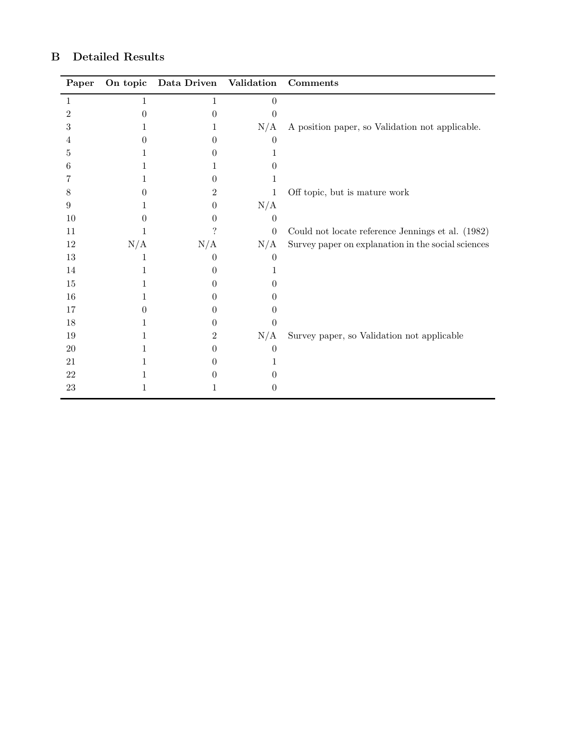## B Detailed Results

| Paper | On topic | Data Driven | Validation | Comments |
|---|---|---|---|---|
| 1 | 1 | 1 | 0 | |
| 2 | 0 | 0 | 0 | |
| 3 | 1 | 1 | N/A | A position paper, so Validation not applicable. |
| 4 | 0 | 0 | 0 | |
| 5 | 1 | 0 | 1 | |
| 6 | 1 | 1 | 0 | |
| 7 | 1 | 0 | 1 | |
| 8 | 0 | 2 | 1 | Off topic, but is mature work |
| 9 | 1 | 0 | N/A | |
| 10 | 0 | 0 | 0 | |
| 11 | 1 | ? | 0 | Could not locate reference Jennings et al. (1982) |
| 12 | N/A | N/A | N/A | Survey paper on explanation in the social sciences |
| 13 | 1 | 0 | 0 | |
| 14 | 1 | 0 | 1 | |
| 15 | 1 | 0 | 0 | |
| 16 | 1 | 0 | 0 | |
| 17 | 0 | 0 | 0 | |
| 18 | 1 | 0 | 0 | |
| 19 | 1 | 2 | N/A | Survey paper, so Validation not applicable |
| 20 | 1 | 0 | 0 | |
| 21 | 1 | 0 | 1 | |
| 22 | 1 | 0 | 0 | |
| 23 | 1 | 1 | 0 | |